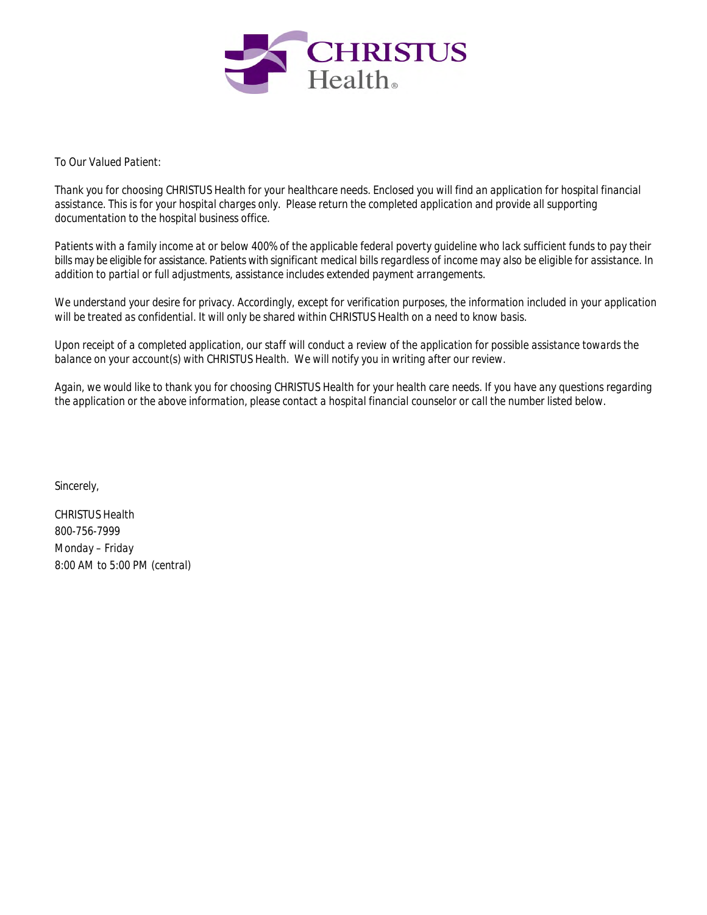To Our Valued Patient:

Thank you for choosing CHRISTUS Health for your healthcare needs. Enclosed you will find an application for hospital financial assistance. This is for your hospital charges only. Please return the completed application and provide all supporting documentation to the hospital business office.

Patients with a family income at or below 400% of the applicable federal poverty guideline who lack sufficient funds to pay their bills may be eligible for assistance. Patients with significant medical bills regardless of income may also be eligible for assistance. In addition to partial or full adjustments, assistance includes extended payment arrangements.

We understand your desire for privacy. Accordingly, except for verification purposes, the information included in your application will be treated as confidential. It will only be shared within CHRISTUS Health on a need to know basis.

Upon receipt of a completed application, our staff will conduct a review of the application for possible assistance towards the balance on your account(s) with CHRISTUS Health. We will notify you in writing after our review.

Again, we would like to thank you for choosing CHRISTUS Health for your health care needs. If you have any questions regarding the application or the above information, please contact a hospital financial counselor or call the number listed below.

Sincerely,

CHRISTUS Health
800-756-7999
Monday – Friday
8:00 AM to 5:00 PM (central)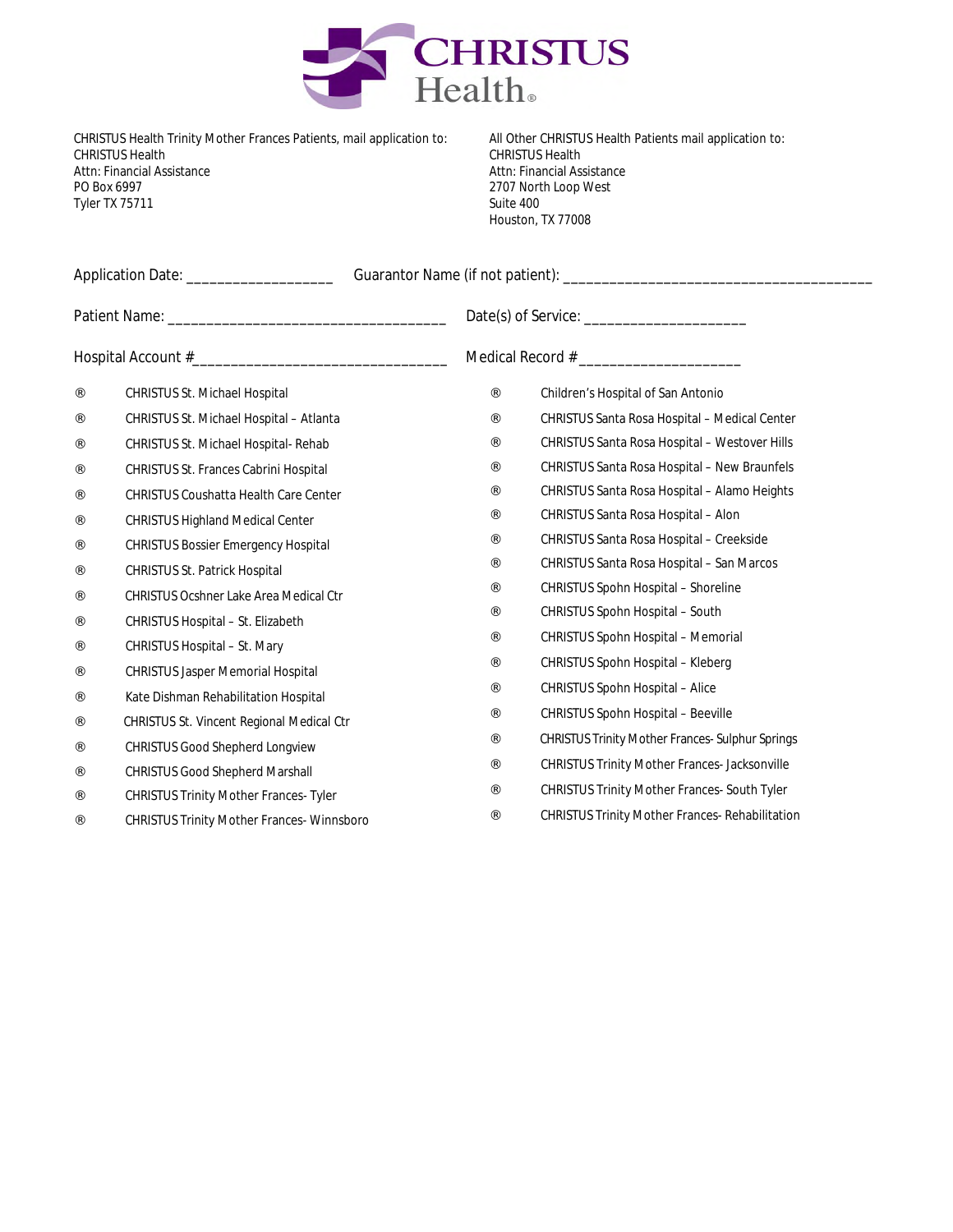CHRISTUS Health Trinity Mother Frances Patients, mail application to:
CHRISTUS Health
Attn: Financial Assistance
PO Box 6997
Tyler TX 75711

All Other CHRISTUS Health Patients mail application to:
CHRISTUS Health
Attn: Financial Assistance
2707 North Loop West
Suite 400
Houston, TX 77008

Application Date: ___________________ Guarantor Name (if not patient): ________________________________________

Patient Name: ____________________________________ Date(s) of Service: _____________________

Hospital Account #________________________________ Medical Record #____________________

® CHRISTUS St. Michael Hospital
® CHRISTUS St. Michael Hospital – Atlanta
® CHRISTUS St. Michael Hospital- Rehab
® CHRISTUS St. Frances Cabrini Hospital
® CHRISTUS Coushatta Health Care Center
® CHRISTUS Highland Medical Center
® CHRISTUS Bossier Emergency Hospital
® CHRISTUS St. Patrick Hospital
® CHRISTUS Ocshner Lake Area Medical Ctr
® CHRISTUS Hospital – St. Elizabeth
® CHRISTUS Hospital – St. Mary
® CHRISTUS Jasper Memorial Hospital
® Kate Dishman Rehabilitation Hospital
® CHRISTUS St. Vincent Regional Medical Ctr
® CHRISTUS Good Shepherd Longview
® CHRISTUS Good Shepherd Marshall
® CHRISTUS Trinity Mother Frances- Tyler
® CHRISTUS Trinity Mother Frances- Winnsboro
® Children's Hospital of San Antonio
® CHRISTUS Santa Rosa Hospital – Medical Center
® CHRISTUS Santa Rosa Hospital – Westover Hills
® CHRISTUS Santa Rosa Hospital – New Braunfels
® CHRISTUS Santa Rosa Hospital – Alamo Heights
® CHRISTUS Santa Rosa Hospital – Alon
® CHRISTUS Santa Rosa Hospital – Creekside
® CHRISTUS Santa Rosa Hospital – San Marcos
® CHRISTUS Spohn Hospital – Shoreline
® CHRISTUS Spohn Hospital – South
® CHRISTUS Spohn Hospital – Memorial
® CHRISTUS Spohn Hospital – Kleberg
® CHRISTUS Spohn Hospital – Alice
® CHRISTUS Spohn Hospital – Beeville
® CHRISTUS Trinity Mother Frances- Sulphur Springs
® CHRISTUS Trinity Mother Frances- Jacksonville
® CHRISTUS Trinity Mother Frances- South Tyler
® CHRISTUS Trinity Mother Frances- Rehabilitation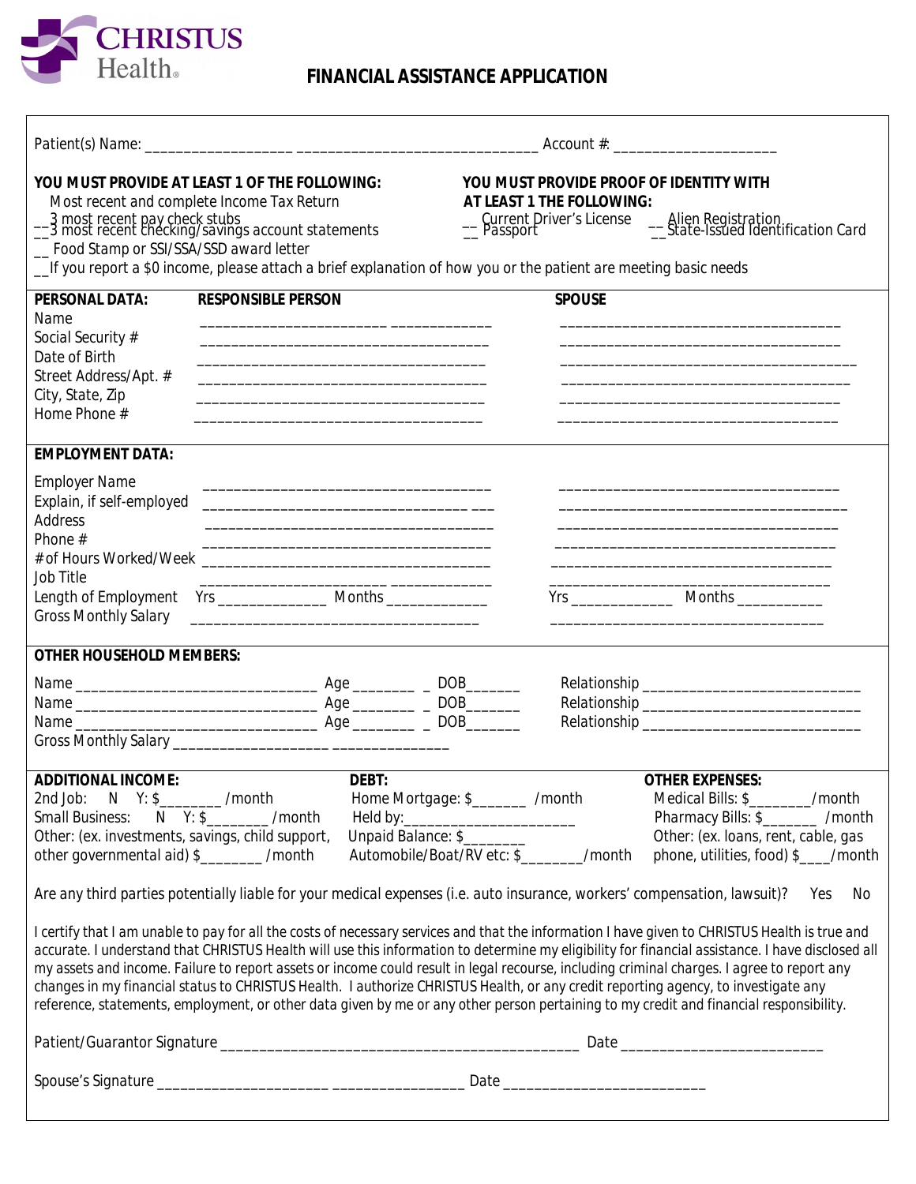CHRISTUS Health

# FINANCIAL ASSISTANCE APPLICATION

Patient(s) Name: ___________________ ______________________________ Account #: _____________________

**YOU MUST PROVIDE AT LEAST 1 OF THE FOLLOWING:**

Most recent and complete Income Tax Return
__3 most recent pay check stubs
__3 most recent checking/savings account statements
__ Food Stamp or SSI/SSA/SSD award letter

**YOU MUST PROVIDE PROOF OF IDENTITY WITH AT LEAST 1 THE FOLLOWING:**

__ Current Driver's License
__ Passport
__ Alien Registration
__ State-Issued Identification Card

__If you report a $0 income, please attach a brief explanation of how you or the patient are meeting basic needs

| **PERSONAL DATA:** | **RESPONSIBLE PERSON** | **SPOUSE** |
|---|---|---|
| Name | _______________________ ____________ | ____________________________________ |
| Social Security # | ____________________________________ | ____________________________________ |
| Date of Birth | ____________________________________ | ____________________________________ |
| Street Address/Apt. # | ____________________________________ | ____________________________________ |
| City, State, Zip | ____________________________________ | ____________________________________ |
| Home Phone # | ____________________________________ | ____________________________________ |

| **EMPLOYMENT DATA:** | | |
|---|---|---|
| Employer Name | ____________________________________ | ____________________________________ |
| Explain, if self-employed | ____________________________________ | ____________________________________ |
| Address | ____________________________________ | ____________________________________ |
| Phone # | ____________________________________ | ____________________________________ |
| # of Hours Worked/Week | ____________________________________ | ____________________________________ |
| Job Title | ____________________________________ | ____________________________________ |
| Length of Employment | Yrs ______________ Months _____________ | Yrs _____________ Months ___________ |
| Gross Monthly Salary | ____________________________________ | ____________________________________ |

**OTHER HOUSEHOLD MEMBERS:**

Name ______________________________ Age ________ _ DOB_______ Relationship ___________________________
Name ______________________________ Age ________ _ DOB_______ Relationship ___________________________
Name ______________________________ Age ________ _ DOB_______ Relationship ___________________________
Gross Monthly Salary ___________________ _______________

| **ADDITIONAL INCOME:** | **DEBT:** | **OTHER EXPENSES:** |
|---|---|---|
| 2nd Job: N Y: $________ /month | Home Mortgage: $_______ /month | Medical Bills: $________/month |
| Small Business: N Y: $________ /month | Held by:______________________ | Pharmacy Bills: $_______ /month |
| Other: (ex. investments, savings, child support, other governmental aid) $________ /month | Unpaid Balance: $________ | Other: (ex. loans, rent, cable, gas phone, utilities, food) $____/month |
| | Automobile/Boat/RV etc: $________/month | |

Are any third parties potentially liable for your medical expenses (i.e. auto insurance, workers' compensation, lawsuit)? Yes No

I certify that I am unable to pay for all the costs of necessary services and that the information I have given to CHRISTUS Health is true and accurate. I understand that CHRISTUS Health will use this information to determine my eligibility for financial assistance. I have disclosed all my assets and income. Failure to report assets or income could result in legal recourse, including criminal charges. I agree to report any changes in my financial status to CHRISTUS Health. I authorize CHRISTUS Health, or any credit reporting agency, to investigate any reference, statements, employment, or other data given by me or any other person pertaining to my credit and financial responsibility.

Patient/Guarantor Signature _____________________________________________ Date _________________________

Spouse's Signature _____________________ ________________ Date _________________________